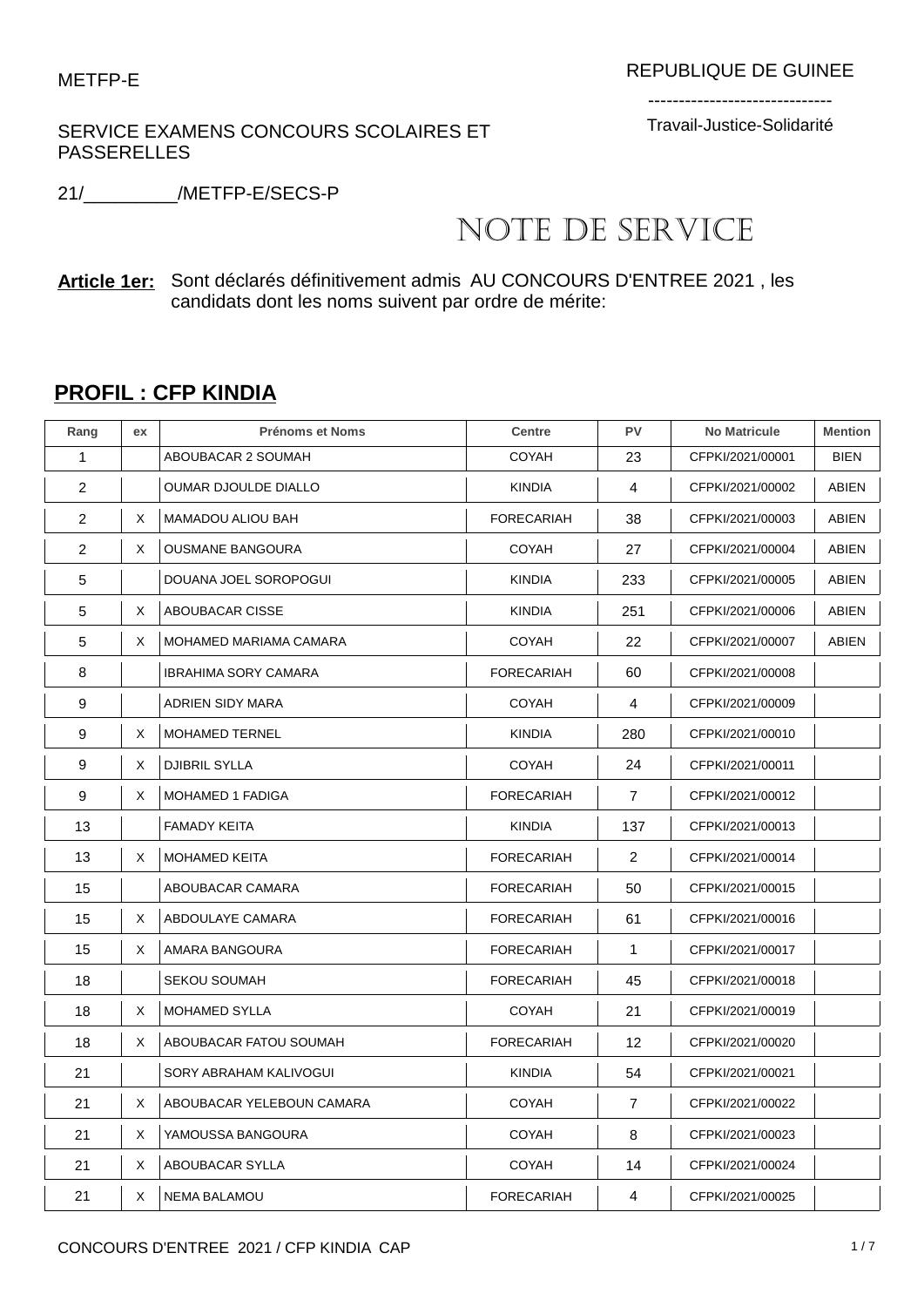METFP-E

REPUBLIQUE DE GUINEE

------------------------------

Travail-Justice-Solidarité

SERVICE EXAMENS CONCOURS SCOLAIRES ET PASSERELLES

21/_________/METFP-E/SECS-P

# NOTE DE SERVICE

**Article 1er:** Sont déclarés définitivement admis AU CONCOURS D'ENTREE 2021 , les candidats dont les noms suivent par ordre de mérite:

## PROFIL : CFP KINDIA

| Rang | ex | Prénoms et Noms | Centre | PV | No Matricule | Mention |
|---|---|---|---|---|---|---|
| 1 | | ABOUBACAR 2 SOUMAH | COYAH | 23 | CFPKI/2021/00001 | BIEN |
| 2 | | OUMAR DJOULDE DIALLO | KINDIA | 4 | CFPKI/2021/00002 | ABIEN |
| 2 | X | MAMADOU ALIOU BAH | FORECARIAH | 38 | CFPKI/2021/00003 | ABIEN |
| 2 | X | OUSMANE BANGOURA | COYAH | 27 | CFPKI/2021/00004 | ABIEN |
| 5 | | DOUANA JOEL SOROPOGUI | KINDIA | 233 | CFPKI/2021/00005 | ABIEN |
| 5 | X | ABOUBACAR CISSE | KINDIA | 251 | CFPKI/2021/00006 | ABIEN |
| 5 | X | MOHAMED MARIAMA CAMARA | COYAH | 22 | CFPKI/2021/00007 | ABIEN |
| 8 | | IBRAHIMA SORY CAMARA | FORECARIAH | 60 | CFPKI/2021/00008 | |
| 9 | | ADRIEN SIDY MARA | COYAH | 4 | CFPKI/2021/00009 | |
| 9 | X | MOHAMED TERNEL | KINDIA | 280 | CFPKI/2021/00010 | |
| 9 | X | DJIBRIL SYLLA | COYAH | 24 | CFPKI/2021/00011 | |
| 9 | X | MOHAMED 1 FADIGA | FORECARIAH | 7 | CFPKI/2021/00012 | |
| 13 | | FAMADY KEITA | KINDIA | 137 | CFPKI/2021/00013 | |
| 13 | X | MOHAMED KEITA | FORECARIAH | 2 | CFPKI/2021/00014 | |
| 15 | | ABOUBACAR CAMARA | FORECARIAH | 50 | CFPKI/2021/00015 | |
| 15 | X | ABDOULAYE CAMARA | FORECARIAH | 61 | CFPKI/2021/00016 | |
| 15 | X | AMARA BANGOURA | FORECARIAH | 1 | CFPKI/2021/00017 | |
| 18 | | SEKOU SOUMAH | FORECARIAH | 45 | CFPKI/2021/00018 | |
| 18 | X | MOHAMED SYLLA | COYAH | 21 | CFPKI/2021/00019 | |
| 18 | X | ABOUBACAR FATOU SOUMAH | FORECARIAH | 12 | CFPKI/2021/00020 | |
| 21 | | SORY ABRAHAM KALIVOGUI | KINDIA | 54 | CFPKI/2021/00021 | |
| 21 | X | ABOUBACAR YELEBOUN CAMARA | COYAH | 7 | CFPKI/2021/00022 | |
| 21 | X | YAMOUSSA BANGOURA | COYAH | 8 | CFPKI/2021/00023 | |
| 21 | X | ABOUBACAR SYLLA | COYAH | 14 | CFPKI/2021/00024 | |
| 21 | X | NEMA BALAMOU | FORECARIAH | 4 | CFPKI/2021/00025 | |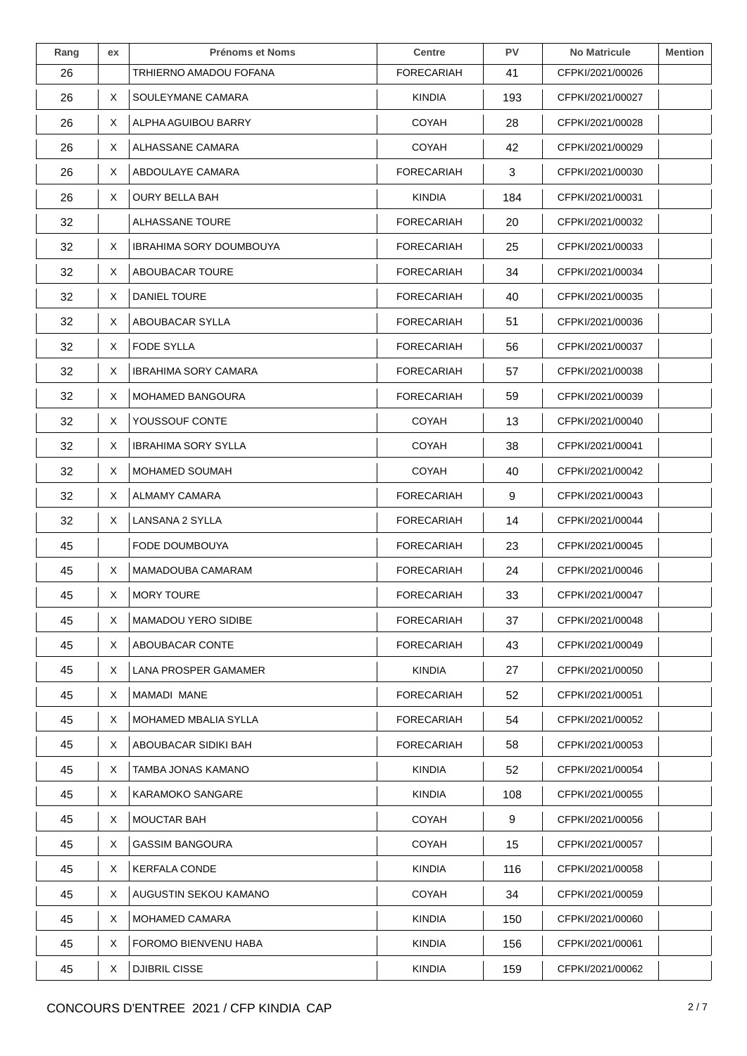| Rang | ex | Prénoms et Noms | Centre | PV | No Matricule | Mention |
|---|---|---|---|---|---|---|
| 26 | | TRHIERNO AMADOU FOFANA | FORECARIAH | 41 | CFPKI/2021/00026 | |
| 26 | X | SOULEYMANE CAMARA | KINDIA | 193 | CFPKI/2021/00027 | |
| 26 | X | ALPHA AGUIBOU BARRY | COYAH | 28 | CFPKI/2021/00028 | |
| 26 | X | ALHASSANE CAMARA | COYAH | 42 | CFPKI/2021/00029 | |
| 26 | X | ABDOULAYE CAMARA | FORECARIAH | 3 | CFPKI/2021/00030 | |
| 26 | X | OURY BELLA BAH | KINDIA | 184 | CFPKI/2021/00031 | |
| 32 | | ALHASSANE TOURE | FORECARIAH | 20 | CFPKI/2021/00032 | |
| 32 | X | IBRAHIMA SORY DOUMBOUYA | FORECARIAH | 25 | CFPKI/2021/00033 | |
| 32 | X | ABOUBACAR TOURE | FORECARIAH | 34 | CFPKI/2021/00034 | |
| 32 | X | DANIEL TOURE | FORECARIAH | 40 | CFPKI/2021/00035 | |
| 32 | X | ABOUBACAR SYLLA | FORECARIAH | 51 | CFPKI/2021/00036 | |
| 32 | X | FODE SYLLA | FORECARIAH | 56 | CFPKI/2021/00037 | |
| 32 | X | IBRAHIMA SORY CAMARA | FORECARIAH | 57 | CFPKI/2021/00038 | |
| 32 | X | MOHAMED BANGOURA | FORECARIAH | 59 | CFPKI/2021/00039 | |
| 32 | X | YOUSSOUF CONTE | COYAH | 13 | CFPKI/2021/00040 | |
| 32 | X | IBRAHIMA SORY SYLLA | COYAH | 38 | CFPKI/2021/00041 | |
| 32 | X | MOHAMED SOUMAH | COYAH | 40 | CFPKI/2021/00042 | |
| 32 | X | ALMAMY CAMARA | FORECARIAH | 9 | CFPKI/2021/00043 | |
| 32 | X | LANSANA 2 SYLLA | FORECARIAH | 14 | CFPKI/2021/00044 | |
| 45 | | FODE DOUMBOUYA | FORECARIAH | 23 | CFPKI/2021/00045 | |
| 45 | X | MAMADOUBA CAMARAM | FORECARIAH | 24 | CFPKI/2021/00046 | |
| 45 | X | MORY TOURE | FORECARIAH | 33 | CFPKI/2021/00047 | |
| 45 | X | MAMADOU YERO SIDIBE | FORECARIAH | 37 | CFPKI/2021/00048 | |
| 45 | X | ABOUBACAR CONTE | FORECARIAH | 43 | CFPKI/2021/00049 | |
| 45 | X | LANA PROSPER GAMAMER | KINDIA | 27 | CFPKI/2021/00050 | |
| 45 | X | MAMADI MANE | FORECARIAH | 52 | CFPKI/2021/00051 | |
| 45 | X | MOHAMED MBALIA SYLLA | FORECARIAH | 54 | CFPKI/2021/00052 | |
| 45 | X | ABOUBACAR SIDIKI BAH | FORECARIAH | 58 | CFPKI/2021/00053 | |
| 45 | X | TAMBA JONAS KAMANO | KINDIA | 52 | CFPKI/2021/00054 | |
| 45 | X | KARAMOKO SANGARE | KINDIA | 108 | CFPKI/2021/00055 | |
| 45 | X | MOUCTAR BAH | COYAH | 9 | CFPKI/2021/00056 | |
| 45 | X | GASSIM BANGOURA | COYAH | 15 | CFPKI/2021/00057 | |
| 45 | X | KERFALA CONDE | KINDIA | 116 | CFPKI/2021/00058 | |
| 45 | X | AUGUSTIN SEKOU KAMANO | COYAH | 34 | CFPKI/2021/00059 | |
| 45 | X | MOHAMED CAMARA | KINDIA | 150 | CFPKI/2021/00060 | |
| 45 | X | FOROMO BIENVENU HABA | KINDIA | 156 | CFPKI/2021/00061 | |
| 45 | X | DJIBRIL CISSE | KINDIA | 159 | CFPKI/2021/00062 | |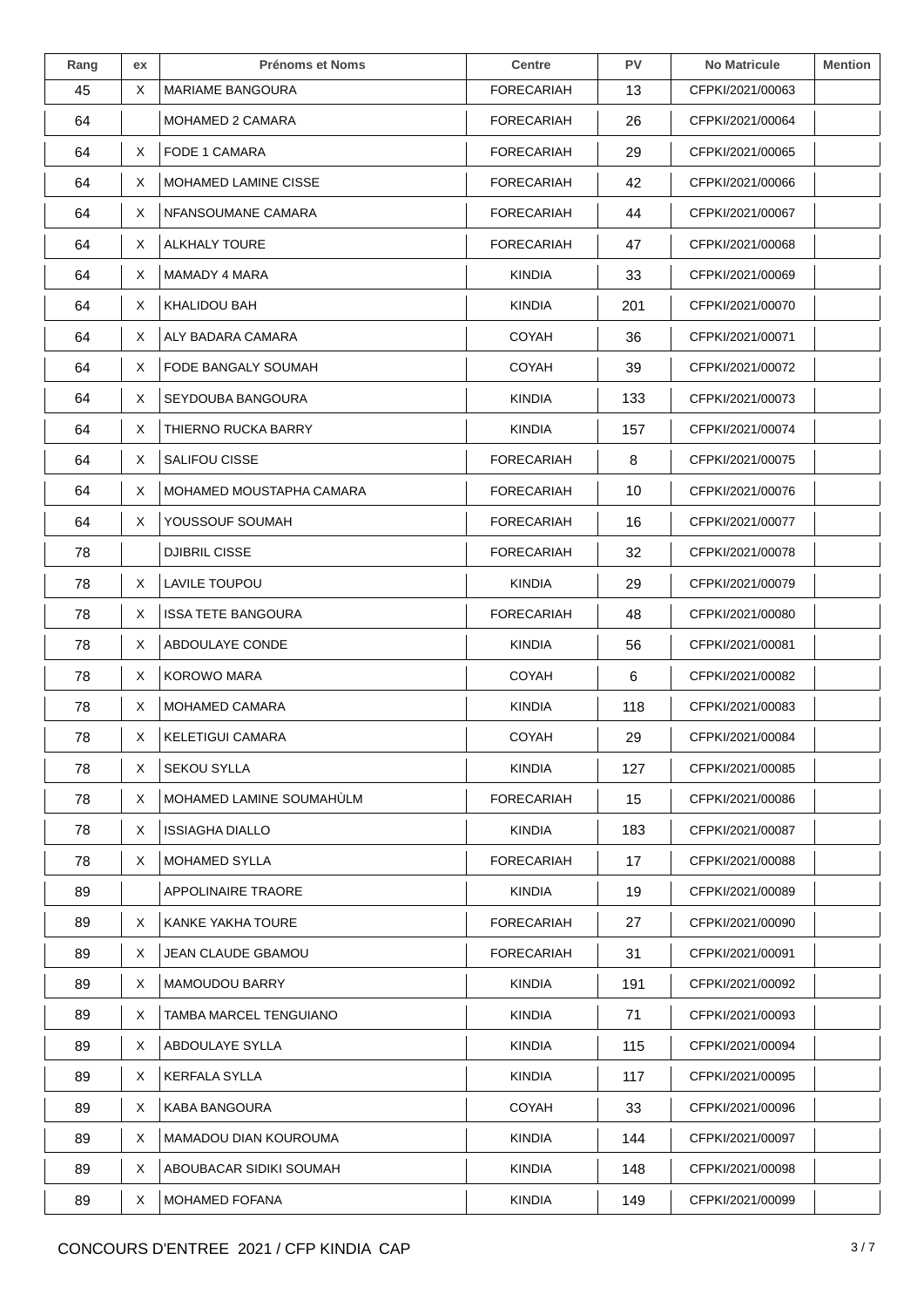| Rang | ex | Prénoms et Noms | Centre | PV | No Matricule | Mention |
|---|---|---|---|---|---|---|
| 45 | X | MARIAME BANGOURA | FORECARIAH | 13 | CFPKI/2021/00063 | |
| 64 | | MOHAMED 2 CAMARA | FORECARIAH | 26 | CFPKI/2021/00064 | |
| 64 | X | FODE 1 CAMARA | FORECARIAH | 29 | CFPKI/2021/00065 | |
| 64 | X | MOHAMED LAMINE CISSE | FORECARIAH | 42 | CFPKI/2021/00066 | |
| 64 | X | NFANSOUMANE CAMARA | FORECARIAH | 44 | CFPKI/2021/00067 | |
| 64 | X | ALKHALY TOURE | FORECARIAH | 47 | CFPKI/2021/00068 | |
| 64 | X | MAMADY 4 MARA | KINDIA | 33 | CFPKI/2021/00069 | |
| 64 | X | KHALIDOU BAH | KINDIA | 201 | CFPKI/2021/00070 | |
| 64 | X | ALY BADARA CAMARA | COYAH | 36 | CFPKI/2021/00071 | |
| 64 | X | FODE BANGALY SOUMAH | COYAH | 39 | CFPKI/2021/00072 | |
| 64 | X | SEYDOUBA BANGOURA | KINDIA | 133 | CFPKI/2021/00073 | |
| 64 | X | THIERNO RUCKA BARRY | KINDIA | 157 | CFPKI/2021/00074 | |
| 64 | X | SALIFOU CISSE | FORECARIAH | 8 | CFPKI/2021/00075 | |
| 64 | X | MOHAMED MOUSTAPHA CAMARA | FORECARIAH | 10 | CFPKI/2021/00076 | |
| 64 | X | YOUSSOUF SOUMAH | FORECARIAH | 16 | CFPKI/2021/00077 | |
| 78 | | DJIBRIL CISSE | FORECARIAH | 32 | CFPKI/2021/00078 | |
| 78 | X | LAVILE TOUPOU | KINDIA | 29 | CFPKI/2021/00079 | |
| 78 | X | ISSA TETE BANGOURA | FORECARIAH | 48 | CFPKI/2021/00080 | |
| 78 | X | ABDOULAYE CONDE | KINDIA | 56 | CFPKI/2021/00081 | |
| 78 | X | KOROWO MARA | COYAH | 6 | CFPKI/2021/00082 | |
| 78 | X | MOHAMED CAMARA | KINDIA | 118 | CFPKI/2021/00083 | |
| 78 | X | KELETIGUI CAMARA | COYAH | 29 | CFPKI/2021/00084 | |
| 78 | X | SEKOU SYLLA | KINDIA | 127 | CFPKI/2021/00085 | |
| 78 | X | MOHAMED LAMINE SOUMAHÙLM | FORECARIAH | 15 | CFPKI/2021/00086 | |
| 78 | X | ISSIAGHA DIALLO | KINDIA | 183 | CFPKI/2021/00087 | |
| 78 | X | MOHAMED SYLLA | FORECARIAH | 17 | CFPKI/2021/00088 | |
| 89 | | APPOLINAIRE TRAORE | KINDIA | 19 | CFPKI/2021/00089 | |
| 89 | X | KANKE YAKHA TOURE | FORECARIAH | 27 | CFPKI/2021/00090 | |
| 89 | X | JEAN CLAUDE GBAMOU | FORECARIAH | 31 | CFPKI/2021/00091 | |
| 89 | X | MAMOUDOU BARRY | KINDIA | 191 | CFPKI/2021/00092 | |
| 89 | X | TAMBA MARCEL TENGUIANO | KINDIA | 71 | CFPKI/2021/00093 | |
| 89 | X | ABDOULAYE SYLLA | KINDIA | 115 | CFPKI/2021/00094 | |
| 89 | X | KERFALA SYLLA | KINDIA | 117 | CFPKI/2021/00095 | |
| 89 | X | KABA BANGOURA | COYAH | 33 | CFPKI/2021/00096 | |
| 89 | X | MAMADOU DIAN KOUROUMA | KINDIA | 144 | CFPKI/2021/00097 | |
| 89 | X | ABOUBACAR SIDIKI SOUMAH | KINDIA | 148 | CFPKI/2021/00098 | |
| 89 | X | MOHAMED FOFANA | KINDIA | 149 | CFPKI/2021/00099 | |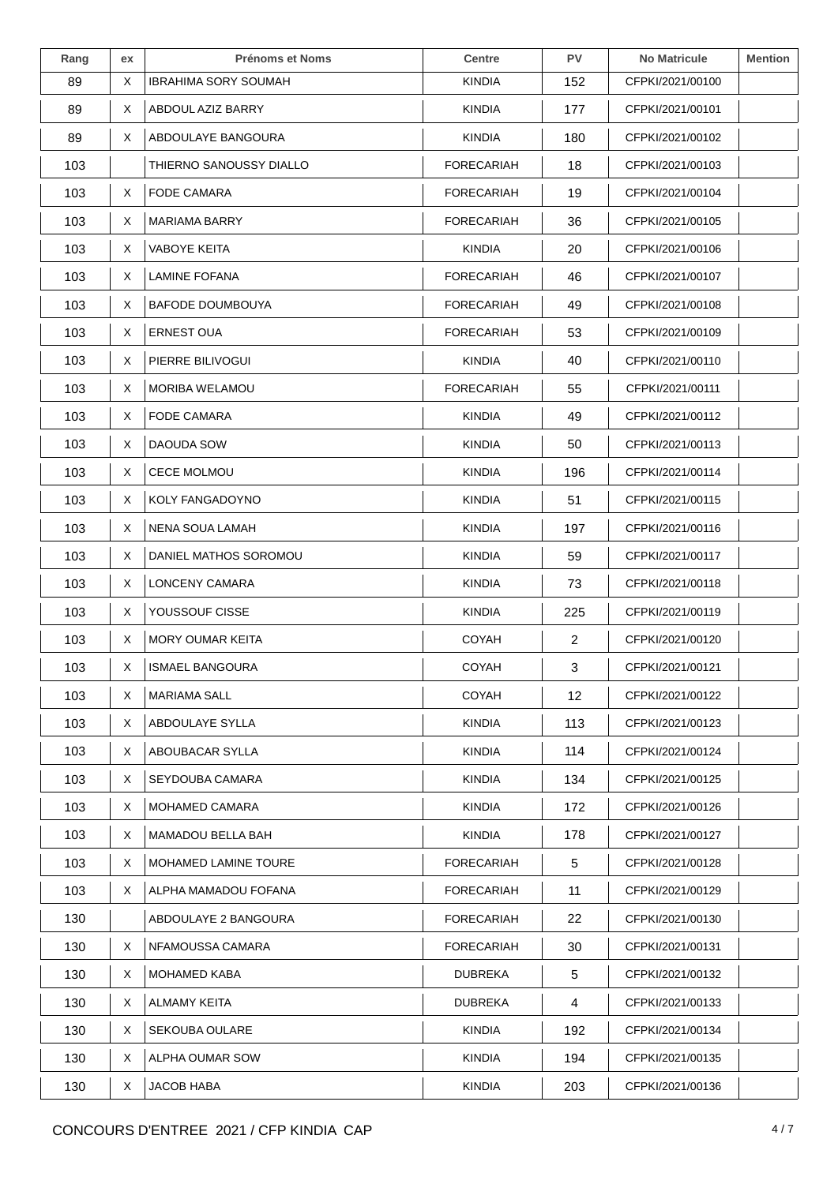| Rang | ex | Prénoms et Noms | Centre | PV | No Matricule | Mention |
|---|---|---|---|---|---|---|
| 89 | X | IBRAHIMA SORY SOUMAH | KINDIA | 152 | CFPKI/2021/00100 | |
| 89 | X | ABDOUL AZIZ BARRY | KINDIA | 177 | CFPKI/2021/00101 | |
| 89 | X | ABDOULAYE BANGOURA | KINDIA | 180 | CFPKI/2021/00102 | |
| 103 | | THIERNO SANOUSSY DIALLO | FORECARIAH | 18 | CFPKI/2021/00103 | |
| 103 | X | FODE CAMARA | FORECARIAH | 19 | CFPKI/2021/00104 | |
| 103 | X | MARIAMA BARRY | FORECARIAH | 36 | CFPKI/2021/00105 | |
| 103 | X | VABOYE KEITA | KINDIA | 20 | CFPKI/2021/00106 | |
| 103 | X | LAMINE FOFANA | FORECARIAH | 46 | CFPKI/2021/00107 | |
| 103 | X | BAFODE DOUMBOUYA | FORECARIAH | 49 | CFPKI/2021/00108 | |
| 103 | X | ERNEST OUA | FORECARIAH | 53 | CFPKI/2021/00109 | |
| 103 | X | PIERRE BILIVOGUI | KINDIA | 40 | CFPKI/2021/00110 | |
| 103 | X | MORIBA WELAMOU | FORECARIAH | 55 | CFPKI/2021/00111 | |
| 103 | X | FODE CAMARA | KINDIA | 49 | CFPKI/2021/00112 | |
| 103 | X | DAOUDA SOW | KINDIA | 50 | CFPKI/2021/00113 | |
| 103 | X | CECE MOLMOU | KINDIA | 196 | CFPKI/2021/00114 | |
| 103 | X | KOLY FANGADOYNO | KINDIA | 51 | CFPKI/2021/00115 | |
| 103 | X | NENA SOUA LAMAH | KINDIA | 197 | CFPKI/2021/00116 | |
| 103 | X | DANIEL MATHOS SOROMOU | KINDIA | 59 | CFPKI/2021/00117 | |
| 103 | X | LONCENY CAMARA | KINDIA | 73 | CFPKI/2021/00118 | |
| 103 | X | YOUSSOUF CISSE | KINDIA | 225 | CFPKI/2021/00119 | |
| 103 | X | MORY OUMAR KEITA | COYAH | 2 | CFPKI/2021/00120 | |
| 103 | X | ISMAEL BANGOURA | COYAH | 3 | CFPKI/2021/00121 | |
| 103 | X | MARIAMA SALL | COYAH | 12 | CFPKI/2021/00122 | |
| 103 | X | ABDOULAYE SYLLA | KINDIA | 113 | CFPKI/2021/00123 | |
| 103 | X | ABOUBACAR SYLLA | KINDIA | 114 | CFPKI/2021/00124 | |
| 103 | X | SEYDOUBA CAMARA | KINDIA | 134 | CFPKI/2021/00125 | |
| 103 | X | MOHAMED CAMARA | KINDIA | 172 | CFPKI/2021/00126 | |
| 103 | X | MAMADOU BELLA BAH | KINDIA | 178 | CFPKI/2021/00127 | |
| 103 | X | MOHAMED LAMINE TOURE | FORECARIAH | 5 | CFPKI/2021/00128 | |
| 103 | X | ALPHA MAMADOU FOFANA | FORECARIAH | 11 | CFPKI/2021/00129 | |
| 130 | | ABDOULAYE 2 BANGOURA | FORECARIAH | 22 | CFPKI/2021/00130 | |
| 130 | X | NFAMOUSSA CAMARA | FORECARIAH | 30 | CFPKI/2021/00131 | |
| 130 | X | MOHAMED KABA | DUBREKA | 5 | CFPKI/2021/00132 | |
| 130 | X | ALMAMY KEITA | DUBREKA | 4 | CFPKI/2021/00133 | |
| 130 | X | SEKOUBA OULARE | KINDIA | 192 | CFPKI/2021/00134 | |
| 130 | X | ALPHA OUMAR SOW | KINDIA | 194 | CFPKI/2021/00135 | |
| 130 | X | JACOB HABA | KINDIA | 203 | CFPKI/2021/00136 | |

CONCOURS D'ENTREE 2021 / CFP KINDIA CAP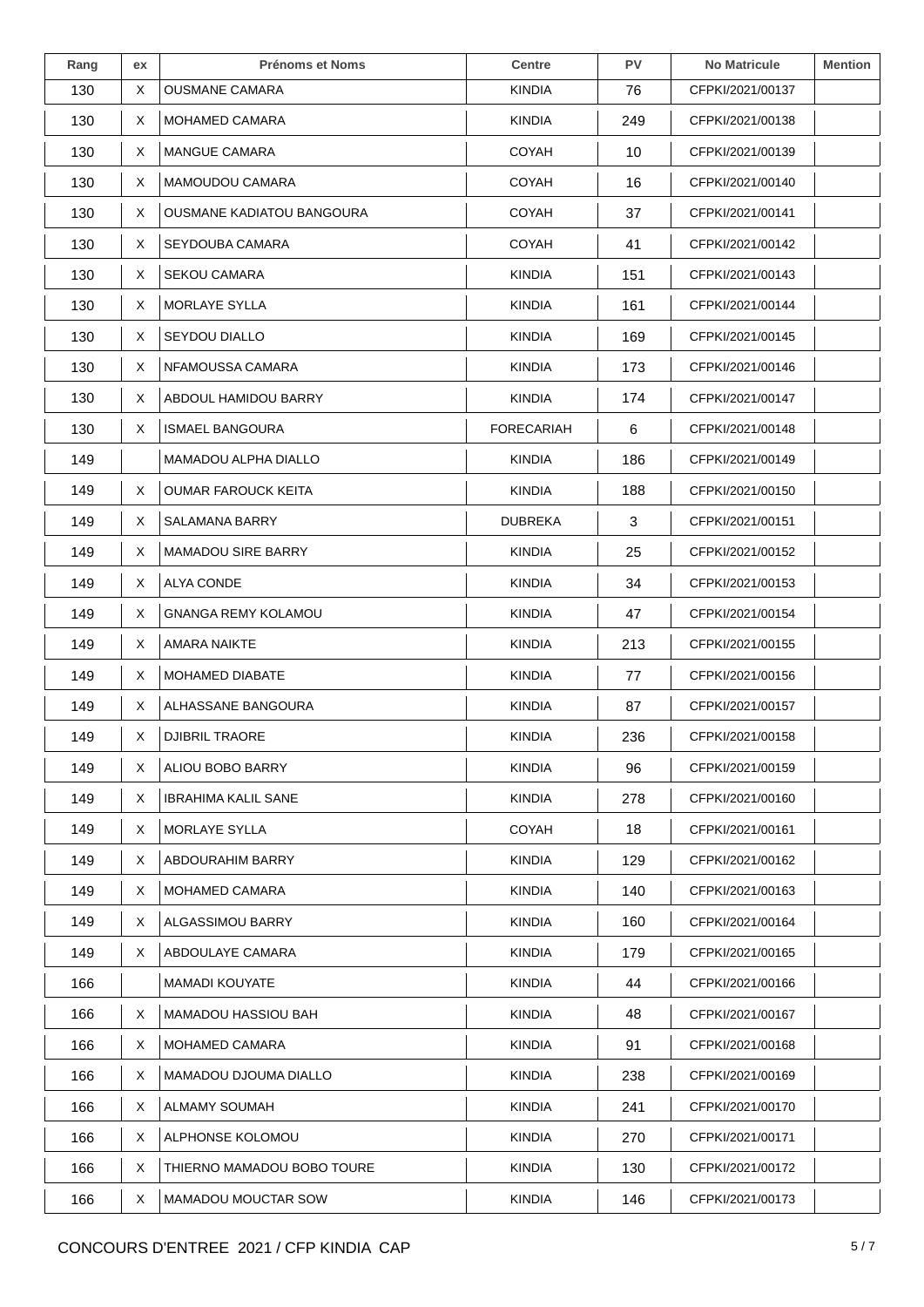| Rang | ex | Prénoms et Noms | Centre | PV | No Matricule | Mention |
|---|---|---|---|---|---|---|
| 130 | X | OUSMANE CAMARA | KINDIA | 76 | CFPKI/2021/00137 | |
| 130 | X | MOHAMED CAMARA | KINDIA | 249 | CFPKI/2021/00138 | |
| 130 | X | MANGUE CAMARA | COYAH | 10 | CFPKI/2021/00139 | |
| 130 | X | MAMOUDOU CAMARA | COYAH | 16 | CFPKI/2021/00140 | |
| 130 | X | OUSMANE KADIATOU BANGOURA | COYAH | 37 | CFPKI/2021/00141 | |
| 130 | X | SEYDOUBA CAMARA | COYAH | 41 | CFPKI/2021/00142 | |
| 130 | X | SEKOU CAMARA | KINDIA | 151 | CFPKI/2021/00143 | |
| 130 | X | MORLAYE SYLLA | KINDIA | 161 | CFPKI/2021/00144 | |
| 130 | X | SEYDOU DIALLO | KINDIA | 169 | CFPKI/2021/00145 | |
| 130 | X | NFAMOUSSA CAMARA | KINDIA | 173 | CFPKI/2021/00146 | |
| 130 | X | ABDOUL HAMIDOU BARRY | KINDIA | 174 | CFPKI/2021/00147 | |
| 130 | X | ISMAEL BANGOURA | FORECARIAH | 6 | CFPKI/2021/00148 | |
| 149 | | MAMADOU ALPHA DIALLO | KINDIA | 186 | CFPKI/2021/00149 | |
| 149 | X | OUMAR FAROUCK KEITA | KINDIA | 188 | CFPKI/2021/00150 | |
| 149 | X | SALAMANA BARRY | DUBREKA | 3 | CFPKI/2021/00151 | |
| 149 | X | MAMADOU SIRE BARRY | KINDIA | 25 | CFPKI/2021/00152 | |
| 149 | X | ALYA CONDE | KINDIA | 34 | CFPKI/2021/00153 | |
| 149 | X | GNANGA REMY KOLAMOU | KINDIA | 47 | CFPKI/2021/00154 | |
| 149 | X | AMARA NAIKTE | KINDIA | 213 | CFPKI/2021/00155 | |
| 149 | X | MOHAMED DIABATE | KINDIA | 77 | CFPKI/2021/00156 | |
| 149 | X | ALHASSANE BANGOURA | KINDIA | 87 | CFPKI/2021/00157 | |
| 149 | X | DJIBRIL TRAORE | KINDIA | 236 | CFPKI/2021/00158 | |
| 149 | X | ALIOU BOBO BARRY | KINDIA | 96 | CFPKI/2021/00159 | |
| 149 | X | IBRAHIMA KALIL SANE | KINDIA | 278 | CFPKI/2021/00160 | |
| 149 | X | MORLAYE SYLLA | COYAH | 18 | CFPKI/2021/00161 | |
| 149 | X | ABDOURAHIM BARRY | KINDIA | 129 | CFPKI/2021/00162 | |
| 149 | X | MOHAMED CAMARA | KINDIA | 140 | CFPKI/2021/00163 | |
| 149 | X | ALGASSIMOU BARRY | KINDIA | 160 | CFPKI/2021/00164 | |
| 149 | X | ABDOULAYE CAMARA | KINDIA | 179 | CFPKI/2021/00165 | |
| 166 | | MAMADI KOUYATE | KINDIA | 44 | CFPKI/2021/00166 | |
| 166 | X | MAMADOU HASSIOU BAH | KINDIA | 48 | CFPKI/2021/00167 | |
| 166 | X | MOHAMED CAMARA | KINDIA | 91 | CFPKI/2021/00168 | |
| 166 | X | MAMADOU DJOUMA DIALLO | KINDIA | 238 | CFPKI/2021/00169 | |
| 166 | X | ALMAMY SOUMAH | KINDIA | 241 | CFPKI/2021/00170 | |
| 166 | X | ALPHONSE KOLOMOU | KINDIA | 270 | CFPKI/2021/00171 | |
| 166 | X | THIERNO MAMADOU BOBO TOURE | KINDIA | 130 | CFPKI/2021/00172 | |
| 166 | X | MAMADOU MOUCTAR SOW | KINDIA | 146 | CFPKI/2021/00173 | |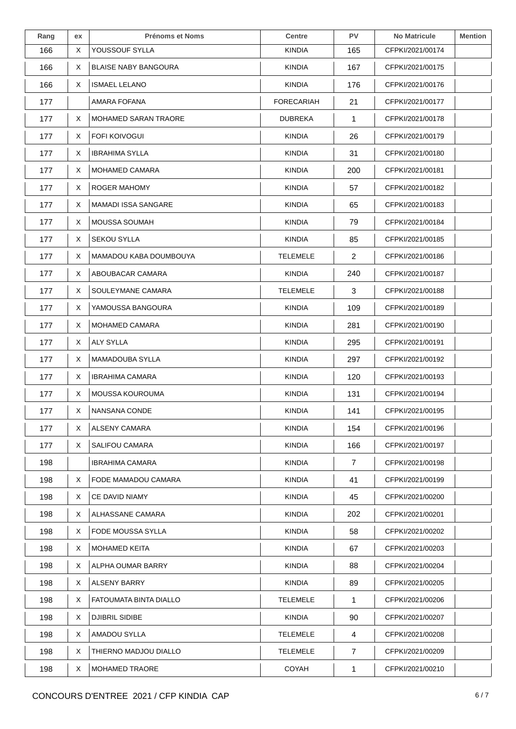| Rang | ex | Prénoms et Noms | Centre | PV | No Matricule | Mention |
|---|---|---|---|---|---|---|
| 166 | X | YOUSSOUF SYLLA | KINDIA | 165 | CFPKI/2021/00174 | |
| 166 | X | BLAISE NABY BANGOURA | KINDIA | 167 | CFPKI/2021/00175 | |
| 166 | X | ISMAEL LELANO | KINDIA | 176 | CFPKI/2021/00176 | |
| 177 | | AMARA FOFANA | FORECARIAH | 21 | CFPKI/2021/00177 | |
| 177 | X | MOHAMED SARAN TRAORE | DUBREKA | 1 | CFPKI/2021/00178 | |
| 177 | X | FOFI KOIVOGUI | KINDIA | 26 | CFPKI/2021/00179 | |
| 177 | X | IBRAHIMA SYLLA | KINDIA | 31 | CFPKI/2021/00180 | |
| 177 | X | MOHAMED CAMARA | KINDIA | 200 | CFPKI/2021/00181 | |
| 177 | X | ROGER MAHOMY | KINDIA | 57 | CFPKI/2021/00182 | |
| 177 | X | MAMADI ISSA SANGARE | KINDIA | 65 | CFPKI/2021/00183 | |
| 177 | X | MOUSSA SOUMAH | KINDIA | 79 | CFPKI/2021/00184 | |
| 177 | X | SEKOU SYLLA | KINDIA | 85 | CFPKI/2021/00185 | |
| 177 | X | MAMADOU KABA DOUMBOUYA | TELEMELE | 2 | CFPKI/2021/00186 | |
| 177 | X | ABOUBACAR CAMARA | KINDIA | 240 | CFPKI/2021/00187 | |
| 177 | X | SOULEYMANE CAMARA | TELEMELE | 3 | CFPKI/2021/00188 | |
| 177 | X | YAMOUSSA BANGOURA | KINDIA | 109 | CFPKI/2021/00189 | |
| 177 | X | MOHAMED CAMARA | KINDIA | 281 | CFPKI/2021/00190 | |
| 177 | X | ALY SYLLA | KINDIA | 295 | CFPKI/2021/00191 | |
| 177 | X | MAMADOUBA SYLLA | KINDIA | 297 | CFPKI/2021/00192 | |
| 177 | X | IBRAHIMA CAMARA | KINDIA | 120 | CFPKI/2021/00193 | |
| 177 | X | MOUSSA KOUROUMA | KINDIA | 131 | CFPKI/2021/00194 | |
| 177 | X | NANSANA CONDE | KINDIA | 141 | CFPKI/2021/00195 | |
| 177 | X | ALSENY CAMARA | KINDIA | 154 | CFPKI/2021/00196 | |
| 177 | X | SALIFOU CAMARA | KINDIA | 166 | CFPKI/2021/00197 | |
| 198 | | IBRAHIMA CAMARA | KINDIA | 7 | CFPKI/2021/00198 | |
| 198 | X | FODE MAMADOU CAMARA | KINDIA | 41 | CFPKI/2021/00199 | |
| 198 | X | CE DAVID NIAMY | KINDIA | 45 | CFPKI/2021/00200 | |
| 198 | X | ALHASSANE CAMARA | KINDIA | 202 | CFPKI/2021/00201 | |
| 198 | X | FODE MOUSSA SYLLA | KINDIA | 58 | CFPKI/2021/00202 | |
| 198 | X | MOHAMED KEITA | KINDIA | 67 | CFPKI/2021/00203 | |
| 198 | X | ALPHA OUMAR BARRY | KINDIA | 88 | CFPKI/2021/00204 | |
| 198 | X | ALSENY BARRY | KINDIA | 89 | CFPKI/2021/00205 | |
| 198 | X | FATOUMATA BINTA DIALLO | TELEMELE | 1 | CFPKI/2021/00206 | |
| 198 | X | DJIBRIL SIDIBE | KINDIA | 90 | CFPKI/2021/00207 | |
| 198 | X | AMADOU SYLLA | TELEMELE | 4 | CFPKI/2021/00208 | |
| 198 | X | THIERNO MADJOU DIALLO | TELEMELE | 7 | CFPKI/2021/00209 | |
| 198 | X | MOHAMED TRAORE | COYAH | 1 | CFPKI/2021/00210 | |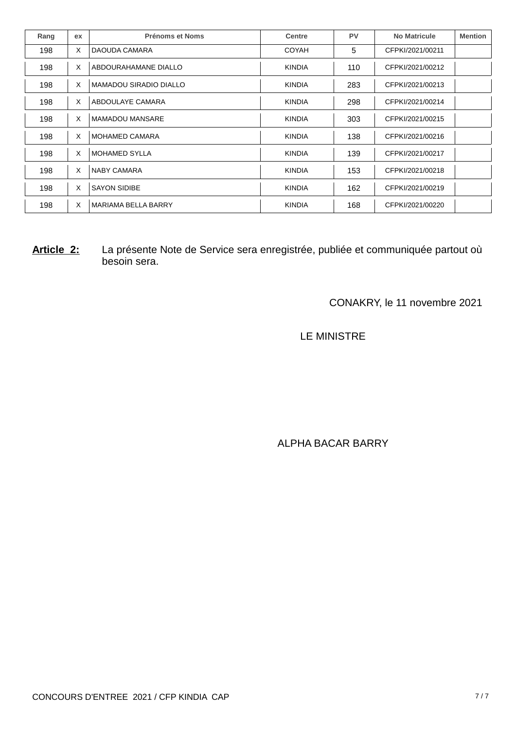| Rang | ex | Prénoms et Noms | Centre | PV | No Matricule | Mention |
|---|---|---|---|---|---|---|
| 198 | X | DAOUDA CAMARA | COYAH | 5 | CFPKI/2021/00211 | |
| 198 | X | ABDOURAHAMANE DIALLO | KINDIA | 110 | CFPKI/2021/00212 | |
| 198 | X | MAMADOU SIRADIO DIALLO | KINDIA | 283 | CFPKI/2021/00213 | |
| 198 | X | ABDOULAYE CAMARA | KINDIA | 298 | CFPKI/2021/00214 | |
| 198 | X | MAMADOU MANSARE | KINDIA | 303 | CFPKI/2021/00215 | |
| 198 | X | MOHAMED CAMARA | KINDIA | 138 | CFPKI/2021/00216 | |
| 198 | X | MOHAMED SYLLA | KINDIA | 139 | CFPKI/2021/00217 | |
| 198 | X | NABY CAMARA | KINDIA | 153 | CFPKI/2021/00218 | |
| 198 | X | SAYON SIDIBE | KINDIA | 162 | CFPKI/2021/00219 | |
| 198 | X | MARIAMA BELLA BARRY | KINDIA | 168 | CFPKI/2021/00220 | |

**Article 2:** La présente Note de Service sera enregistrée, publiée et communiquée partout où besoin sera.

CONAKRY, le 11 novembre 2021

LE MINISTRE

ALPHA BACAR BARRY

CONCOURS D'ENTREE 2021 / CFP KINDIA CAP